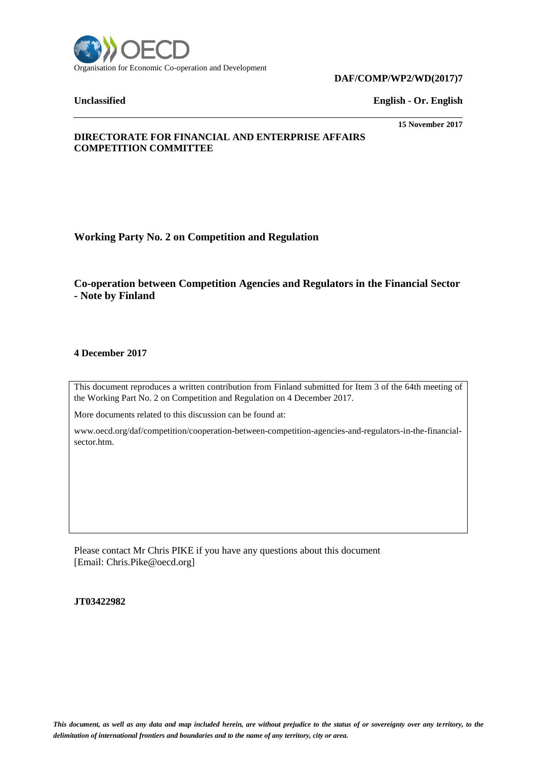Organisation for Economic Co-operation and Development

**DAF/COMP/WP2/WD(2017)7**

**Unclassified** **English - Or. English**

**15 November 2017**

**DIRECTORATE FOR FINANCIAL AND ENTERPRISE AFFAIRS**
**COMPETITION COMMITTEE**

## Working Party No. 2 on Competition and Regulation

## Co-operation between Competition Agencies and Regulators in the Financial Sector - Note by Finland

**4 December 2017**

This document reproduces a written contribution from Finland submitted for Item 3 of the 64th meeting of the Working Part No. 2 on Competition and Regulation on 4 December 2017.

More documents related to this discussion can be found at:

www.oecd.org/daf/competition/cooperation-between-competition-agencies-and-regulators-in-the-financial-sector.htm.

Please contact Mr Chris PIKE if you have any questions about this document
[Email: Chris.Pike@oecd.org]

**JT03422982**

*This document, as well as any data and map included herein, are without prejudice to the status of or sovereignty over any territory, to the delimitation of international frontiers and boundaries and to the name of any territory, city or area.*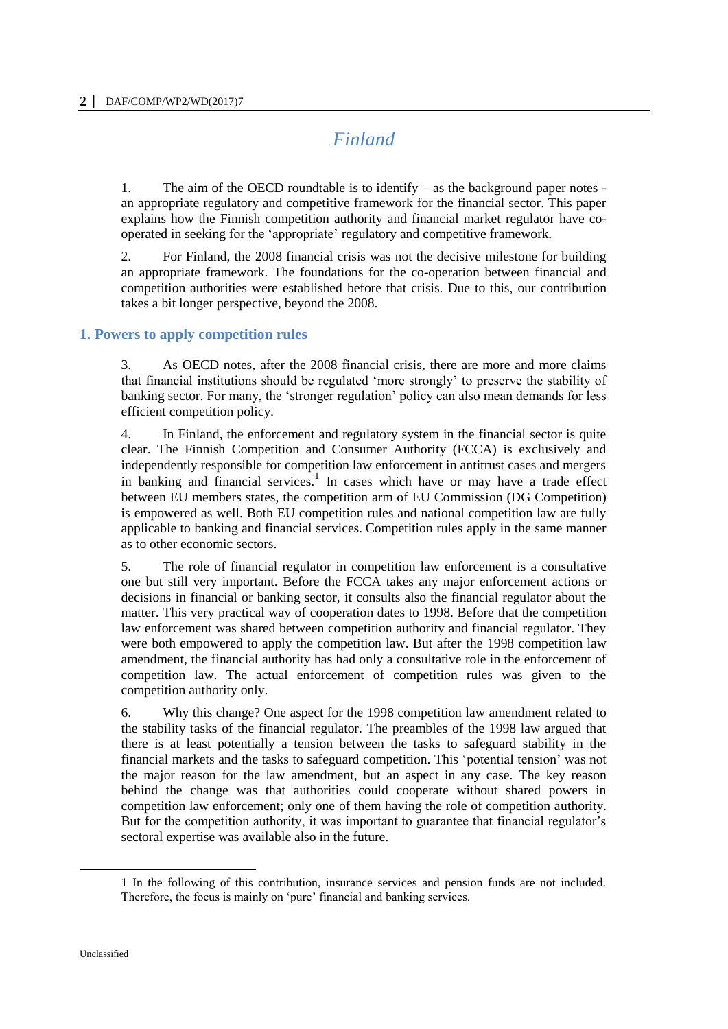# *Finland*

1. The aim of the OECD roundtable is to identify – as the background paper notes - an appropriate regulatory and competitive framework for the financial sector. This paper explains how the Finnish competition authority and financial market regulator have co-operated in seeking for the 'appropriate' regulatory and competitive framework.

2. For Finland, the 2008 financial crisis was not the decisive milestone for building an appropriate framework. The foundations for the co-operation between financial and competition authorities were established before that crisis. Due to this, our contribution takes a bit longer perspective, beyond the 2008.

## 1. Powers to apply competition rules

3. As OECD notes, after the 2008 financial crisis, there are more and more claims that financial institutions should be regulated 'more strongly' to preserve the stability of banking sector. For many, the 'stronger regulation' policy can also mean demands for less efficient competition policy.

4. In Finland, the enforcement and regulatory system in the financial sector is quite clear. The Finnish Competition and Consumer Authority (FCCA) is exclusively and independently responsible for competition law enforcement in antitrust cases and mergers in banking and financial services.[1] In cases which have or may have a trade effect between EU members states, the competition arm of EU Commission (DG Competition) is empowered as well. Both EU competition rules and national competition law are fully applicable to banking and financial services. Competition rules apply in the same manner as to other economic sectors.

5. The role of financial regulator in competition law enforcement is a consultative one but still very important. Before the FCCA takes any major enforcement actions or decisions in financial or banking sector, it consults also the financial regulator about the matter. This very practical way of cooperation dates to 1998. Before that the competition law enforcement was shared between competition authority and financial regulator. They were both empowered to apply the competition law. But after the 1998 competition law amendment, the financial authority has had only a consultative role in the enforcement of competition law. The actual enforcement of competition rules was given to the competition authority only.

6. Why this change? One aspect for the 1998 competition law amendment related to the stability tasks of the financial regulator. The preambles of the 1998 law argued that there is at least potentially a tension between the tasks to safeguard stability in the financial markets and the tasks to safeguard competition. This 'potential tension' was not the major reason for the law amendment, but an aspect in any case. The key reason behind the change was that authorities could cooperate without shared powers in competition law enforcement; only one of them having the role of competition authority. But for the competition authority, it was important to guarantee that financial regulator's sectoral expertise was available also in the future.

---

1 In the following of this contribution, insurance services and pension funds are not included. Therefore, the focus is mainly on 'pure' financial and banking services.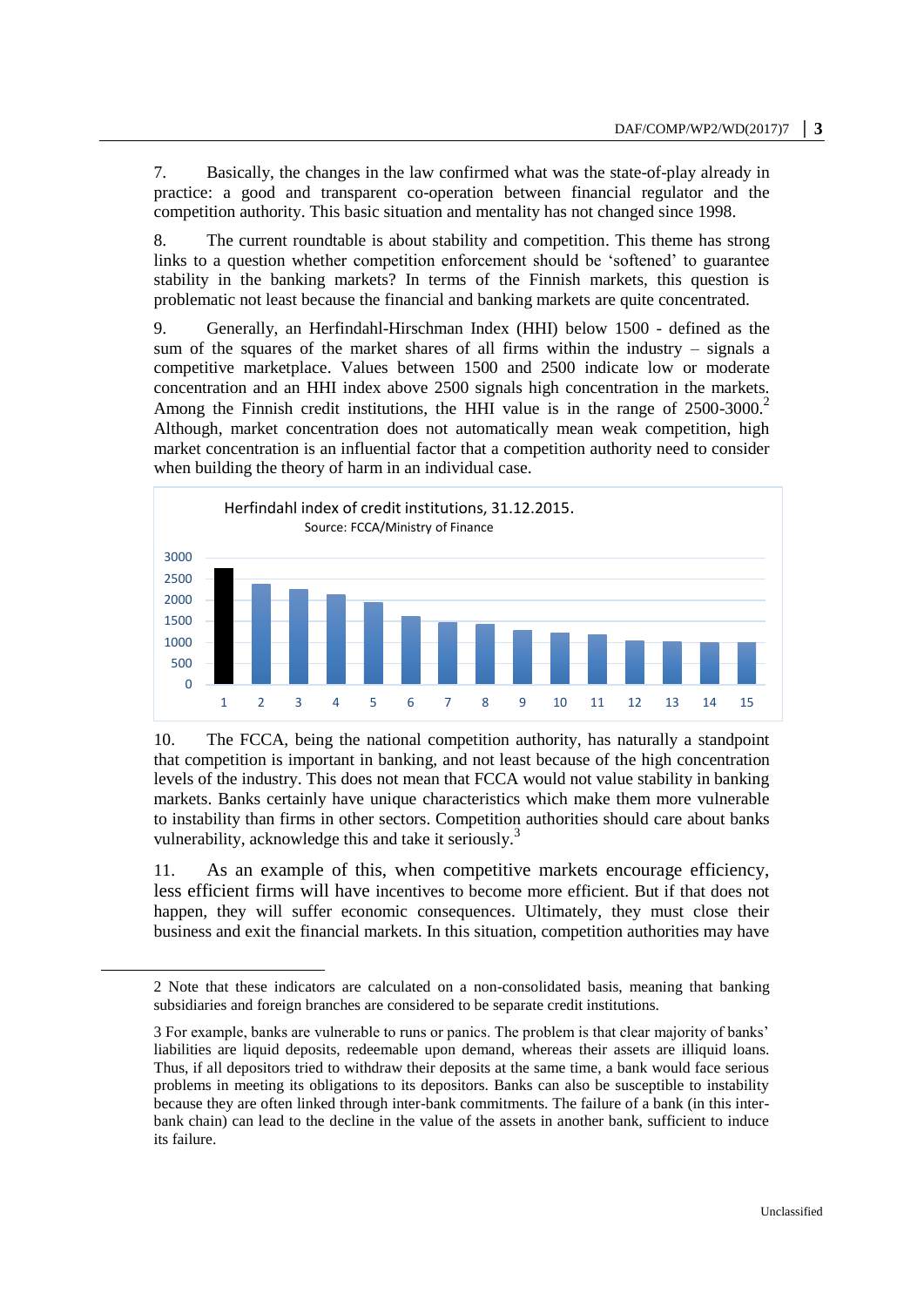7. Basically, the changes in the law confirmed what was the state-of-play already in practice: a good and transparent co-operation between financial regulator and the competition authority. This basic situation and mentality has not changed since 1998.

8. The current roundtable is about stability and competition. This theme has strong links to a question whether competition enforcement should be 'softened' to guarantee stability in the banking markets? In terms of the Finnish markets, this question is problematic not least because the financial and banking markets are quite concentrated.

9. Generally, an Herfindahl-Hirschman Index (HHI) below 1500 - defined as the sum of the squares of the market shares of all firms within the industry – signals a competitive marketplace. Values between 1500 and 2500 indicate low or moderate concentration and an HHI index above 2500 signals high concentration in the markets. Among the Finnish credit institutions, the HHI value is in the range of 2500-3000.[2] Although, market concentration does not automatically mean weak competition, high market concentration is an influential factor that a competition authority need to consider when building the theory of harm in an individual case.

Herfindahl index of credit institutions, 31.12.2015.
Source: FCCA/Ministry of Finance

10. The FCCA, being the national competition authority, has naturally a standpoint that competition is important in banking, and not least because of the high concentration levels of the industry. This does not mean that FCCA would not value stability in banking markets. Banks certainly have unique characteristics which make them more vulnerable to instability than firms in other sectors. Competition authorities should care about banks vulnerability, acknowledge this and take it seriously.[3]

11. As an example of this, when competitive markets encourage efficiency, less efficient firms will have incentives to become more efficient. But if that does not happen, they will suffer economic consequences. Ultimately, they must close their business and exit the financial markets. In this situation, competition authorities may have

---

2 Note that these indicators are calculated on a non-consolidated basis, meaning that banking subsidiaries and foreign branches are considered to be separate credit institutions.

3 For example, banks are vulnerable to runs or panics. The problem is that clear majority of banks' liabilities are liquid deposits, redeemable upon demand, whereas their assets are illiquid loans. Thus, if all depositors tried to withdraw their deposits at the same time, a bank would face serious problems in meeting its obligations to its depositors. Banks can also be susceptible to instability because they are often linked through inter-bank commitments. The failure of a bank (in this inter-bank chain) can lead to the decline in the value of the assets in another bank, sufficient to induce its failure.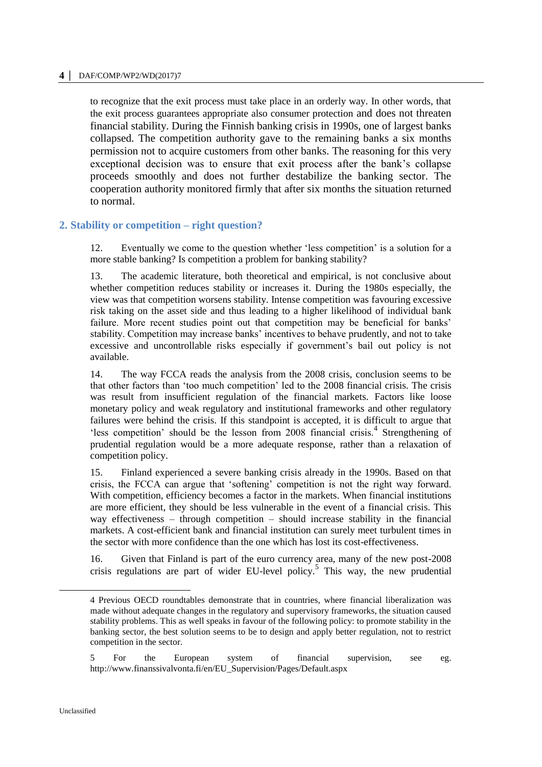to recognize that the exit process must take place in an orderly way. In other words, that the exit process guarantees appropriate also consumer protection and does not threaten financial stability. During the Finnish banking crisis in 1990s, one of largest banks collapsed. The competition authority gave to the remaining banks a six months permission not to acquire customers from other banks. The reasoning for this very exceptional decision was to ensure that exit process after the bank's collapse proceeds smoothly and does not further destabilize the banking sector. The cooperation authority monitored firmly that after six months the situation returned to normal.

## 2. Stability or competition – right question?

12. Eventually we come to the question whether 'less competition' is a solution for a more stable banking? Is competition a problem for banking stability?

13. The academic literature, both theoretical and empirical, is not conclusive about whether competition reduces stability or increases it. During the 1980s especially, the view was that competition worsens stability. Intense competition was favouring excessive risk taking on the asset side and thus leading to a higher likelihood of individual bank failure. More recent studies point out that competition may be beneficial for banks' stability. Competition may increase banks' incentives to behave prudently, and not to take excessive and uncontrollable risks especially if government's bail out policy is not available.

14. The way FCCA reads the analysis from the 2008 crisis, conclusion seems to be that other factors than 'too much competition' led to the 2008 financial crisis. The crisis was result from insufficient regulation of the financial markets. Factors like loose monetary policy and weak regulatory and institutional frameworks and other regulatory failures were behind the crisis. If this standpoint is accepted, it is difficult to argue that 'less competition' should be the lesson from 2008 financial crisis.[4] Strengthening of prudential regulation would be a more adequate response, rather than a relaxation of competition policy.

15. Finland experienced a severe banking crisis already in the 1990s. Based on that crisis, the FCCA can argue that 'softening' competition is not the right way forward. With competition, efficiency becomes a factor in the markets. When financial institutions are more efficient, they should be less vulnerable in the event of a financial crisis. This way effectiveness – through competition – should increase stability in the financial markets. A cost-efficient bank and financial institution can surely meet turbulent times in the sector with more confidence than the one which has lost its cost-effectiveness.

16. Given that Finland is part of the euro currency area, many of the new post-2008 crisis regulations are part of wider EU-level policy.[5] This way, the new prudential

---

4 Previous OECD roundtables demonstrate that in countries, where financial liberalization was made without adequate changes in the regulatory and supervisory frameworks, the situation caused stability problems. This as well speaks in favour of the following policy: to promote stability in the banking sector, the best solution seems to be to design and apply better regulation, not to restrict competition in the sector.

5 For the European system of financial supervision, see eg. http://www.finanssivalvonta.fi/en/EU_Supervision/Pages/Default.aspx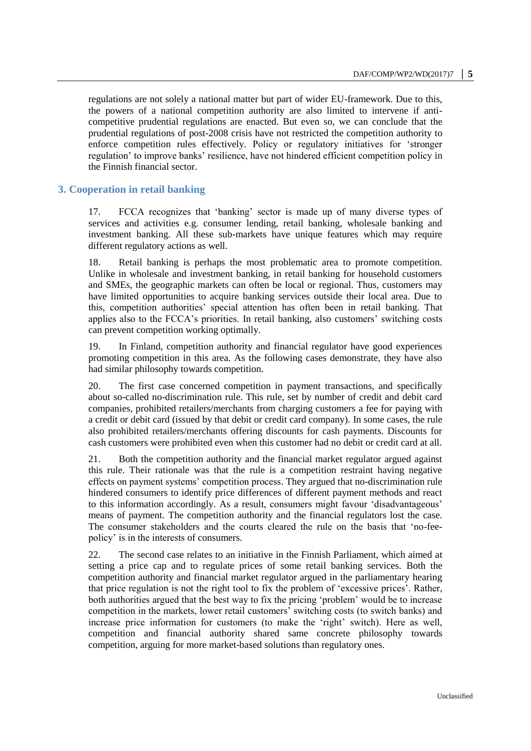regulations are not solely a national matter but part of wider EU-framework. Due to this, the powers of a national competition authority are also limited to intervene if anti-competitive prudential regulations are enacted. But even so, we can conclude that the prudential regulations of post-2008 crisis have not restricted the competition authority to enforce competition rules effectively. Policy or regulatory initiatives for 'stronger regulation' to improve banks' resilience, have not hindered efficient competition policy in the Finnish financial sector.

## 3. Cooperation in retail banking

17. FCCA recognizes that 'banking' sector is made up of many diverse types of services and activities e.g. consumer lending, retail banking, wholesale banking and investment banking. All these sub-markets have unique features which may require different regulatory actions as well.

18. Retail banking is perhaps the most problematic area to promote competition. Unlike in wholesale and investment banking, in retail banking for household customers and SMEs, the geographic markets can often be local or regional. Thus, customers may have limited opportunities to acquire banking services outside their local area. Due to this, competition authorities' special attention has often been in retail banking. That applies also to the FCCA's priorities. In retail banking, also customers' switching costs can prevent competition working optimally.

19. In Finland, competition authority and financial regulator have good experiences promoting competition in this area. As the following cases demonstrate, they have also had similar philosophy towards competition.

20. The first case concerned competition in payment transactions, and specifically about so-called no-discrimination rule. This rule, set by number of credit and debit card companies, prohibited retailers/merchants from charging customers a fee for paying with a credit or debit card (issued by that debit or credit card company). In some cases, the rule also prohibited retailers/merchants offering discounts for cash payments. Discounts for cash customers were prohibited even when this customer had no debit or credit card at all.

21. Both the competition authority and the financial market regulator argued against this rule. Their rationale was that the rule is a competition restraint having negative effects on payment systems' competition process. They argued that no-discrimination rule hindered consumers to identify price differences of different payment methods and react to this information accordingly. As a result, consumers might favour 'disadvantageous' means of payment. The competition authority and the financial regulators lost the case. The consumer stakeholders and the courts cleared the rule on the basis that 'no-fee-policy' is in the interests of consumers.

22. The second case relates to an initiative in the Finnish Parliament, which aimed at setting a price cap and to regulate prices of some retail banking services. Both the competition authority and financial market regulator argued in the parliamentary hearing that price regulation is not the right tool to fix the problem of 'excessive prices'. Rather, both authorities argued that the best way to fix the pricing 'problem' would be to increase competition in the markets, lower retail customers' switching costs (to switch banks) and increase price information for customers (to make the 'right' switch). Here as well, competition and financial authority shared same concrete philosophy towards competition, arguing for more market-based solutions than regulatory ones.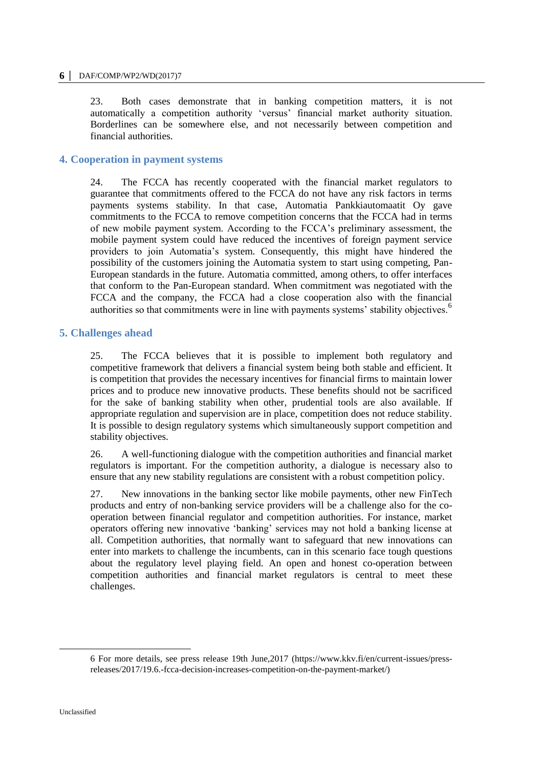23. Both cases demonstrate that in banking competition matters, it is not automatically a competition authority 'versus' financial market authority situation. Borderlines can be somewhere else, and not necessarily between competition and financial authorities.

## 4. Cooperation in payment systems

24. The FCCA has recently cooperated with the financial market regulators to guarantee that commitments offered to the FCCA do not have any risk factors in terms payments systems stability. In that case, Automatia Pankkiautomaatit Oy gave commitments to the FCCA to remove competition concerns that the FCCA had in terms of new mobile payment system. According to the FCCA's preliminary assessment, the mobile payment system could have reduced the incentives of foreign payment service providers to join Automatia's system. Consequently, this might have hindered the possibility of the customers joining the Automatia system to start using competing, Pan-European standards in the future. Automatia committed, among others, to offer interfaces that conform to the Pan-European standard. When commitment was negotiated with the FCCA and the company, the FCCA had a close cooperation also with the financial authorities so that commitments were in line with payments systems' stability objectives.[6]

## 5. Challenges ahead

25. The FCCA believes that it is possible to implement both regulatory and competitive framework that delivers a financial system being both stable and efficient. It is competition that provides the necessary incentives for financial firms to maintain lower prices and to produce new innovative products. These benefits should not be sacrificed for the sake of banking stability when other, prudential tools are also available. If appropriate regulation and supervision are in place, competition does not reduce stability. It is possible to design regulatory systems which simultaneously support competition and stability objectives.

26. A well-functioning dialogue with the competition authorities and financial market regulators is important. For the competition authority, a dialogue is necessary also to ensure that any new stability regulations are consistent with a robust competition policy.

27. New innovations in the banking sector like mobile payments, other new FinTech products and entry of non-banking service providers will be a challenge also for the co-operation between financial regulator and competition authorities. For instance, market operators offering new innovative 'banking' services may not hold a banking license at all. Competition authorities, that normally want to safeguard that new innovations can enter into markets to challenge the incumbents, can in this scenario face tough questions about the regulatory level playing field. An open and honest co-operation between competition authorities and financial market regulators is central to meet these challenges.

---

6 For more details, see press release 19th June,2017 (https://www.kkv.fi/en/current-issues/press-releases/2017/19.6.-fcca-decision-increases-competition-on-the-payment-market/)